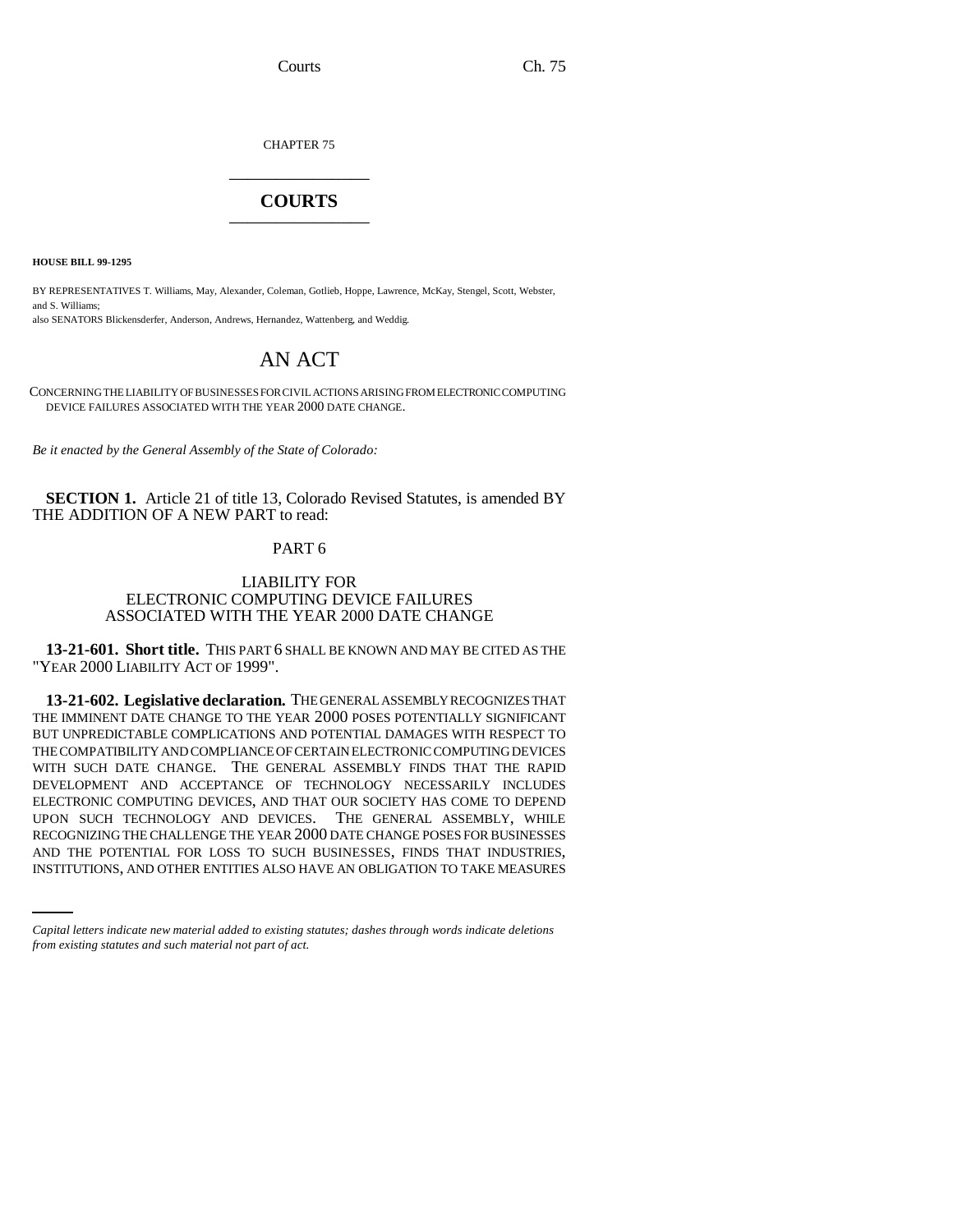CHAPTER 75

# COURTS

**HOUSE BILL 99-1295**

BY REPRESENTATIVES T. Williams, May, Alexander, Coleman, Gotlieb, Hoppe, Lawrence, McKay, Stengel, Scott, Webster, and S. Williams;
also SENATORS Blickensderfer, Anderson, Andrews, Hernandez, Wattenberg, and Weddig.

# AN ACT

CONCERNING THE LIABILITY OF BUSINESSES FOR CIVIL ACTIONS ARISING FROM ELECTRONIC COMPUTING DEVICE FAILURES ASSOCIATED WITH THE YEAR 2000 DATE CHANGE.

*Be it enacted by the General Assembly of the State of Colorado:*

**SECTION 1.** Article 21 of title 13, Colorado Revised Statutes, is amended BY THE ADDITION OF A NEW PART to read:

PART 6

LIABILITY FOR
ELECTRONIC COMPUTING DEVICE FAILURES
ASSOCIATED WITH THE YEAR 2000 DATE CHANGE

**13-21-601. Short title.** THIS PART 6 SHALL BE KNOWN AND MAY BE CITED AS THE "YEAR 2000 LIABILITY ACT OF 1999".

**13-21-602. Legislative declaration.** THE GENERAL ASSEMBLY RECOGNIZES THAT THE IMMINENT DATE CHANGE TO THE YEAR 2000 POSES POTENTIALLY SIGNIFICANT BUT UNPREDICTABLE COMPLICATIONS AND POTENTIAL DAMAGES WITH RESPECT TO THE COMPATIBILITY AND COMPLIANCE OF CERTAIN ELECTRONIC COMPUTING DEVICES WITH SUCH DATE CHANGE. THE GENERAL ASSEMBLY FINDS THAT THE RAPID DEVELOPMENT AND ACCEPTANCE OF TECHNOLOGY NECESSARILY INCLUDES ELECTRONIC COMPUTING DEVICES, AND THAT OUR SOCIETY HAS COME TO DEPEND UPON SUCH TECHNOLOGY AND DEVICES. THE GENERAL ASSEMBLY, WHILE RECOGNIZING THE CHALLENGE THE YEAR 2000 DATE CHANGE POSES FOR BUSINESSES AND THE POTENTIAL FOR LOSS TO SUCH BUSINESSES, FINDS THAT INDUSTRIES, INSTITUTIONS, AND OTHER ENTITIES ALSO HAVE AN OBLIGATION TO TAKE MEASURES

*Capital letters indicate new material added to existing statutes; dashes through words indicate deletions from existing statutes and such material not part of act.*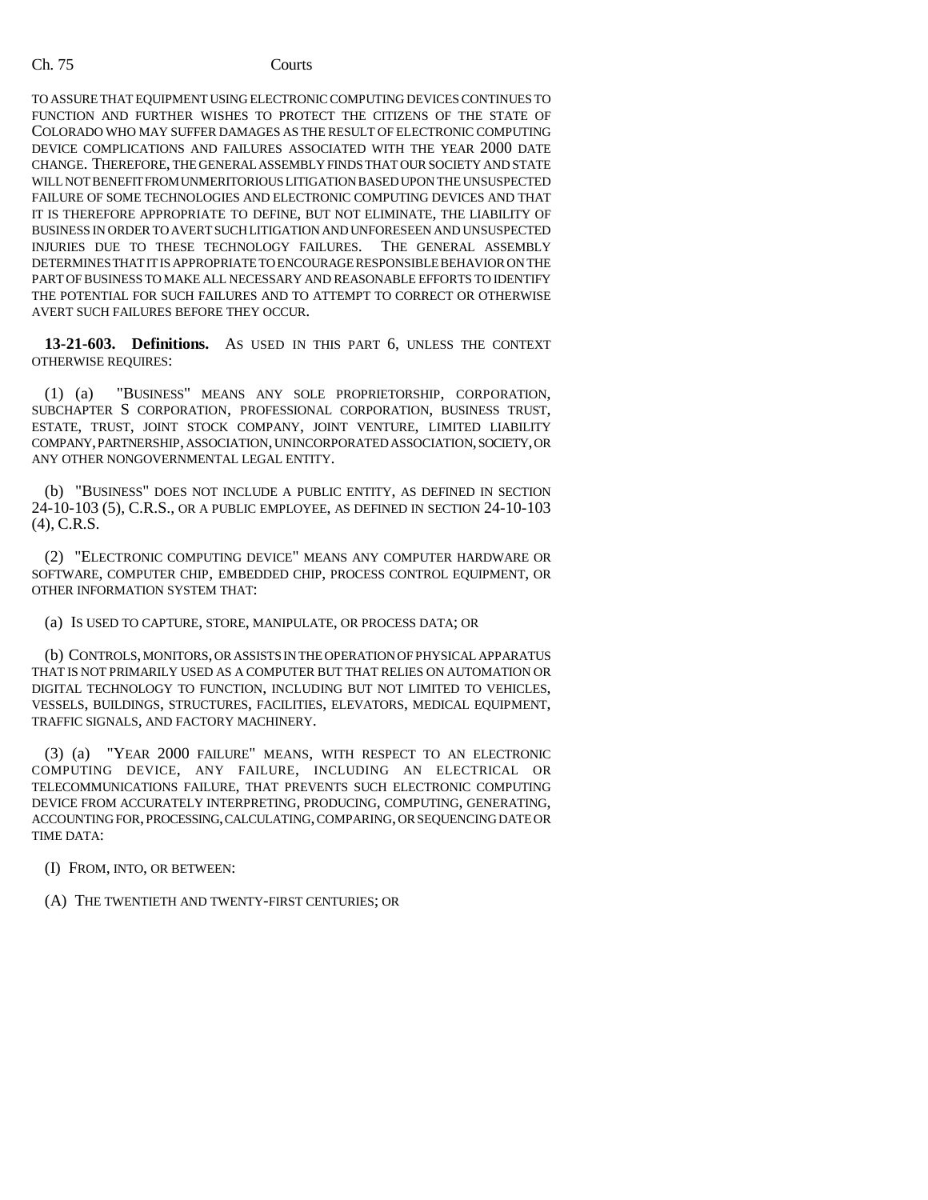TO ASSURE THAT EQUIPMENT USING ELECTRONIC COMPUTING DEVICES CONTINUES TO FUNCTION AND FURTHER WISHES TO PROTECT THE CITIZENS OF THE STATE OF COLORADO WHO MAY SUFFER DAMAGES AS THE RESULT OF ELECTRONIC COMPUTING DEVICE COMPLICATIONS AND FAILURES ASSOCIATED WITH THE YEAR 2000 DATE CHANGE. THEREFORE, THE GENERAL ASSEMBLY FINDS THAT OUR SOCIETY AND STATE WILL NOT BENEFIT FROM UNMERITORIOUS LITIGATION BASED UPON THE UNSUSPECTED FAILURE OF SOME TECHNOLOGIES AND ELECTRONIC COMPUTING DEVICES AND THAT IT IS THEREFORE APPROPRIATE TO DEFINE, BUT NOT ELIMINATE, THE LIABILITY OF BUSINESS IN ORDER TO AVERT SUCH LITIGATION AND UNFORESEEN AND UNSUSPECTED INJURIES DUE TO THESE TECHNOLOGY FAILURES. THE GENERAL ASSEMBLY DETERMINES THAT IT IS APPROPRIATE TO ENCOURAGE RESPONSIBLE BEHAVIOR ON THE PART OF BUSINESS TO MAKE ALL NECESSARY AND REASONABLE EFFORTS TO IDENTIFY THE POTENTIAL FOR SUCH FAILURES AND TO ATTEMPT TO CORRECT OR OTHERWISE AVERT SUCH FAILURES BEFORE THEY OCCUR.

**13-21-603. Definitions.** AS USED IN THIS PART 6, UNLESS THE CONTEXT OTHERWISE REQUIRES:

(1) (a) "BUSINESS" MEANS ANY SOLE PROPRIETORSHIP, CORPORATION, SUBCHAPTER S CORPORATION, PROFESSIONAL CORPORATION, BUSINESS TRUST, ESTATE, TRUST, JOINT STOCK COMPANY, JOINT VENTURE, LIMITED LIABILITY COMPANY, PARTNERSHIP, ASSOCIATION, UNINCORPORATED ASSOCIATION, SOCIETY, OR ANY OTHER NONGOVERNMENTAL LEGAL ENTITY.

(b) "BUSINESS" DOES NOT INCLUDE A PUBLIC ENTITY, AS DEFINED IN SECTION 24-10-103 (5), C.R.S., OR A PUBLIC EMPLOYEE, AS DEFINED IN SECTION 24-10-103 (4), C.R.S.

(2) "ELECTRONIC COMPUTING DEVICE" MEANS ANY COMPUTER HARDWARE OR SOFTWARE, COMPUTER CHIP, EMBEDDED CHIP, PROCESS CONTROL EQUIPMENT, OR OTHER INFORMATION SYSTEM THAT:

(a) IS USED TO CAPTURE, STORE, MANIPULATE, OR PROCESS DATA; OR

(b) CONTROLS, MONITORS, OR ASSISTS IN THE OPERATION OF PHYSICAL APPARATUS THAT IS NOT PRIMARILY USED AS A COMPUTER BUT THAT RELIES ON AUTOMATION OR DIGITAL TECHNOLOGY TO FUNCTION, INCLUDING BUT NOT LIMITED TO VEHICLES, VESSELS, BUILDINGS, STRUCTURES, FACILITIES, ELEVATORS, MEDICAL EQUIPMENT, TRAFFIC SIGNALS, AND FACTORY MACHINERY.

(3) (a) "YEAR 2000 FAILURE" MEANS, WITH RESPECT TO AN ELECTRONIC COMPUTING DEVICE, ANY FAILURE, INCLUDING AN ELECTRICAL OR TELECOMMUNICATIONS FAILURE, THAT PREVENTS SUCH ELECTRONIC COMPUTING DEVICE FROM ACCURATELY INTERPRETING, PRODUCING, COMPUTING, GENERATING, ACCOUNTING FOR, PROCESSING, CALCULATING, COMPARING, OR SEQUENCING DATE OR TIME DATA:

(I) FROM, INTO, OR BETWEEN:

(A) THE TWENTIETH AND TWENTY-FIRST CENTURIES; OR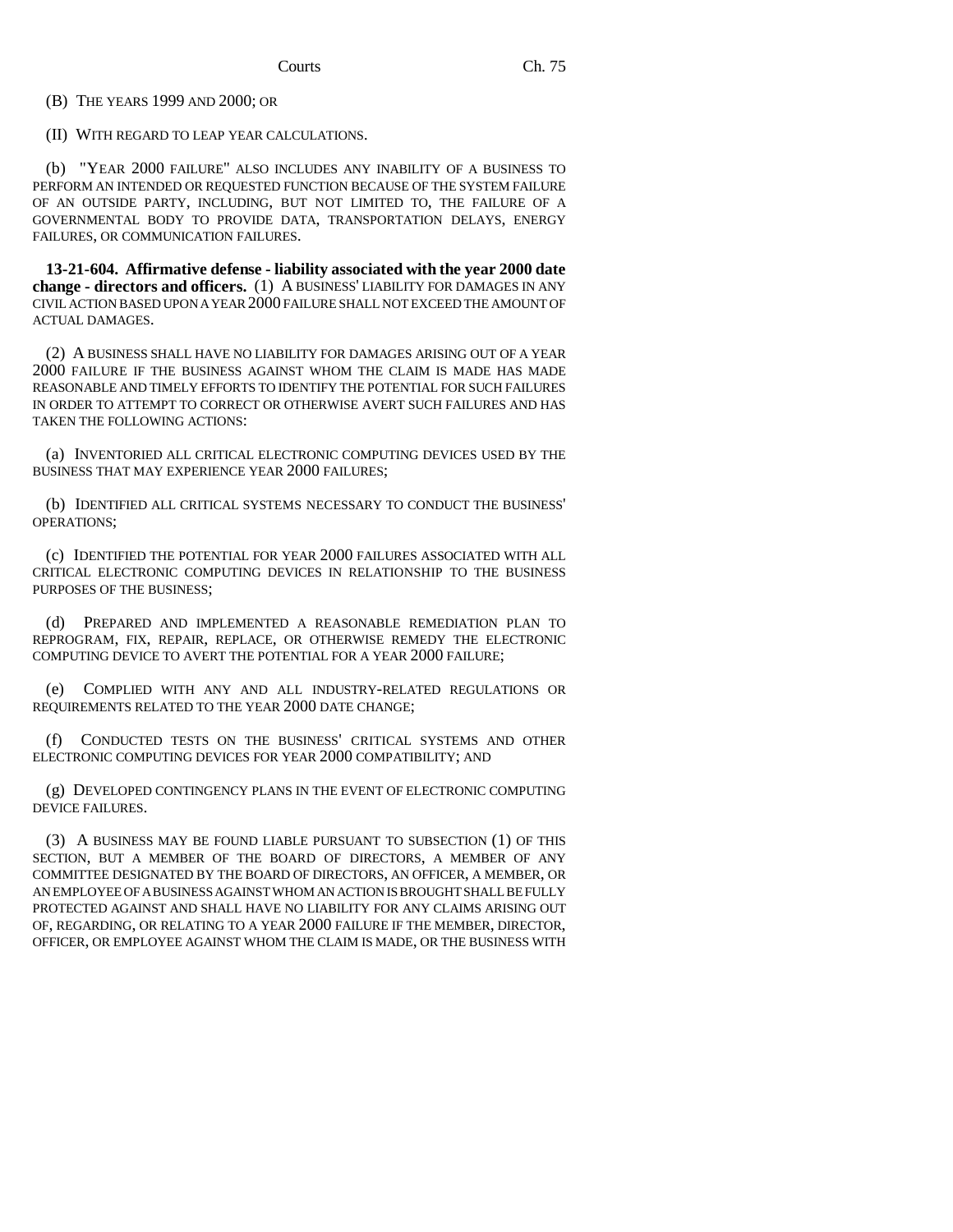(B) THE YEARS 1999 AND 2000; OR

(II) WITH REGARD TO LEAP YEAR CALCULATIONS.

(b) "YEAR 2000 FAILURE" ALSO INCLUDES ANY INABILITY OF A BUSINESS TO PERFORM AN INTENDED OR REQUESTED FUNCTION BECAUSE OF THE SYSTEM FAILURE OF AN OUTSIDE PARTY, INCLUDING, BUT NOT LIMITED TO, THE FAILURE OF A GOVERNMENTAL BODY TO PROVIDE DATA, TRANSPORTATION DELAYS, ENERGY FAILURES, OR COMMUNICATION FAILURES.

**13-21-604. Affirmative defense - liability associated with the year 2000 date change - directors and officers.** (1) A BUSINESS' LIABILITY FOR DAMAGES IN ANY CIVIL ACTION BASED UPON A YEAR 2000 FAILURE SHALL NOT EXCEED THE AMOUNT OF ACTUAL DAMAGES.

(2) A BUSINESS SHALL HAVE NO LIABILITY FOR DAMAGES ARISING OUT OF A YEAR 2000 FAILURE IF THE BUSINESS AGAINST WHOM THE CLAIM IS MADE HAS MADE REASONABLE AND TIMELY EFFORTS TO IDENTIFY THE POTENTIAL FOR SUCH FAILURES IN ORDER TO ATTEMPT TO CORRECT OR OTHERWISE AVERT SUCH FAILURES AND HAS TAKEN THE FOLLOWING ACTIONS:

(a) INVENTORIED ALL CRITICAL ELECTRONIC COMPUTING DEVICES USED BY THE BUSINESS THAT MAY EXPERIENCE YEAR 2000 FAILURES;

(b) IDENTIFIED ALL CRITICAL SYSTEMS NECESSARY TO CONDUCT THE BUSINESS' OPERATIONS;

(c) IDENTIFIED THE POTENTIAL FOR YEAR 2000 FAILURES ASSOCIATED WITH ALL CRITICAL ELECTRONIC COMPUTING DEVICES IN RELATIONSHIP TO THE BUSINESS PURPOSES OF THE BUSINESS;

(d) PREPARED AND IMPLEMENTED A REASONABLE REMEDIATION PLAN TO REPROGRAM, FIX, REPAIR, REPLACE, OR OTHERWISE REMEDY THE ELECTRONIC COMPUTING DEVICE TO AVERT THE POTENTIAL FOR A YEAR 2000 FAILURE;

(e) COMPLIED WITH ANY AND ALL INDUSTRY-RELATED REGULATIONS OR REQUIREMENTS RELATED TO THE YEAR 2000 DATE CHANGE;

(f) CONDUCTED TESTS ON THE BUSINESS' CRITICAL SYSTEMS AND OTHER ELECTRONIC COMPUTING DEVICES FOR YEAR 2000 COMPATIBILITY; AND

(g) DEVELOPED CONTINGENCY PLANS IN THE EVENT OF ELECTRONIC COMPUTING DEVICE FAILURES.

(3) A BUSINESS MAY BE FOUND LIABLE PURSUANT TO SUBSECTION (1) OF THIS SECTION, BUT A MEMBER OF THE BOARD OF DIRECTORS, A MEMBER OF ANY COMMITTEE DESIGNATED BY THE BOARD OF DIRECTORS, AN OFFICER, A MEMBER, OR AN EMPLOYEE OF A BUSINESS AGAINST WHOM AN ACTION IS BROUGHT SHALL BE FULLY PROTECTED AGAINST AND SHALL HAVE NO LIABILITY FOR ANY CLAIMS ARISING OUT OF, REGARDING, OR RELATING TO A YEAR 2000 FAILURE IF THE MEMBER, DIRECTOR, OFFICER, OR EMPLOYEE AGAINST WHOM THE CLAIM IS MADE, OR THE BUSINESS WITH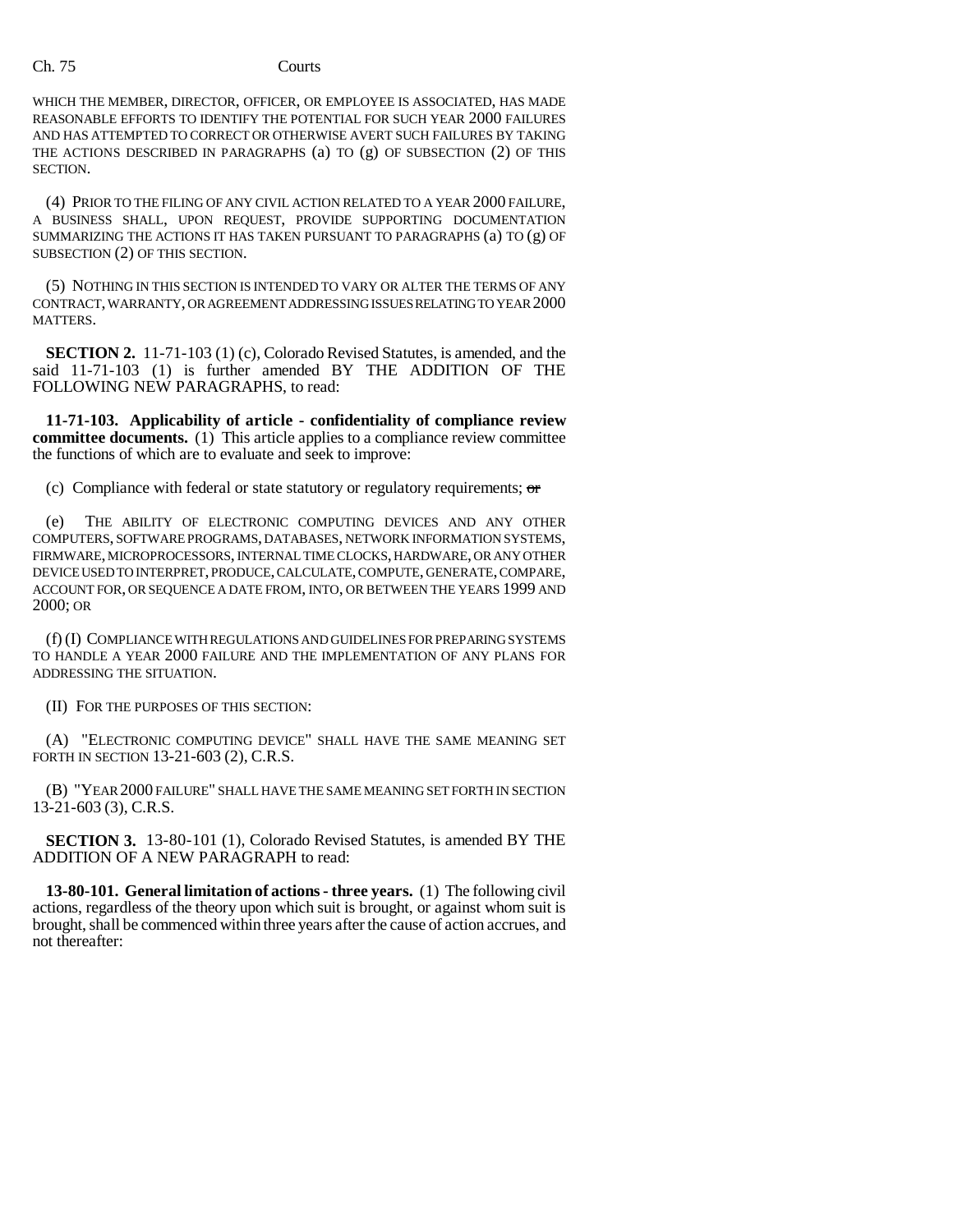WHICH THE MEMBER, DIRECTOR, OFFICER, OR EMPLOYEE IS ASSOCIATED, HAS MADE REASONABLE EFFORTS TO IDENTIFY THE POTENTIAL FOR SUCH YEAR 2000 FAILURES AND HAS ATTEMPTED TO CORRECT OR OTHERWISE AVERT SUCH FAILURES BY TAKING THE ACTIONS DESCRIBED IN PARAGRAPHS (a) TO (g) OF SUBSECTION (2) OF THIS SECTION.

(4) PRIOR TO THE FILING OF ANY CIVIL ACTION RELATED TO A YEAR 2000 FAILURE, A BUSINESS SHALL, UPON REQUEST, PROVIDE SUPPORTING DOCUMENTATION SUMMARIZING THE ACTIONS IT HAS TAKEN PURSUANT TO PARAGRAPHS (a) TO (g) OF SUBSECTION (2) OF THIS SECTION.

(5) NOTHING IN THIS SECTION IS INTENDED TO VARY OR ALTER THE TERMS OF ANY CONTRACT, WARRANTY, OR AGREEMENT ADDRESSING ISSUES RELATING TO YEAR 2000 MATTERS.

**SECTION 2.** 11-71-103 (1) (c), Colorado Revised Statutes, is amended, and the said 11-71-103 (1) is further amended BY THE ADDITION OF THE FOLLOWING NEW PARAGRAPHS, to read:

**11-71-103. Applicability of article - confidentiality of compliance review committee documents.** (1) This article applies to a compliance review committee the functions of which are to evaluate and seek to improve:

(c) Compliance with federal or state statutory or regulatory requirements; ~~or~~

(e) THE ABILITY OF ELECTRONIC COMPUTING DEVICES AND ANY OTHER COMPUTERS, SOFTWARE PROGRAMS, DATABASES, NETWORK INFORMATION SYSTEMS, FIRMWARE, MICROPROCESSORS, INTERNAL TIME CLOCKS, HARDWARE, OR ANY OTHER DEVICE USED TO INTERPRET, PRODUCE, CALCULATE, COMPUTE, GENERATE, COMPARE, ACCOUNT FOR, OR SEQUENCE A DATE FROM, INTO, OR BETWEEN THE YEARS 1999 AND 2000; OR

(f) (I) COMPLIANCE WITH REGULATIONS AND GUIDELINES FOR PREPARING SYSTEMS TO HANDLE A YEAR 2000 FAILURE AND THE IMPLEMENTATION OF ANY PLANS FOR ADDRESSING THE SITUATION.

(II) FOR THE PURPOSES OF THIS SECTION:

(A) "ELECTRONIC COMPUTING DEVICE" SHALL HAVE THE SAME MEANING SET FORTH IN SECTION 13-21-603 (2), C.R.S.

(B) "YEAR 2000 FAILURE" SHALL HAVE THE SAME MEANING SET FORTH IN SECTION 13-21-603 (3), C.R.S.

**SECTION 3.** 13-80-101 (1), Colorado Revised Statutes, is amended BY THE ADDITION OF A NEW PARAGRAPH to read:

**13-80-101. General limitation of actions - three years.** (1) The following civil actions, regardless of the theory upon which suit is brought, or against whom suit is brought, shall be commenced within three years after the cause of action accrues, and not thereafter: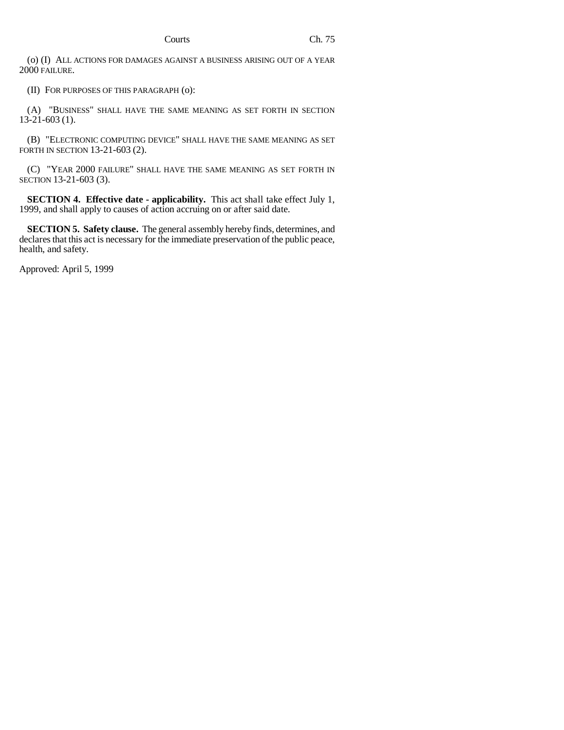(o) (I) ALL ACTIONS FOR DAMAGES AGAINST A BUSINESS ARISING OUT OF A YEAR 2000 FAILURE.

(II) FOR PURPOSES OF THIS PARAGRAPH (o):

(A) "BUSINESS" SHALL HAVE THE SAME MEANING AS SET FORTH IN SECTION 13-21-603 (1).

(B) "ELECTRONIC COMPUTING DEVICE" SHALL HAVE THE SAME MEANING AS SET FORTH IN SECTION 13-21-603 (2).

(C) "YEAR 2000 FAILURE" SHALL HAVE THE SAME MEANING AS SET FORTH IN SECTION 13-21-603 (3).

**SECTION 4. Effective date - applicability.** This act shall take effect July 1, 1999, and shall apply to causes of action accruing on or after said date.

**SECTION 5. Safety clause.** The general assembly hereby finds, determines, and declares that this act is necessary for the immediate preservation of the public peace, health, and safety.

Approved: April 5, 1999